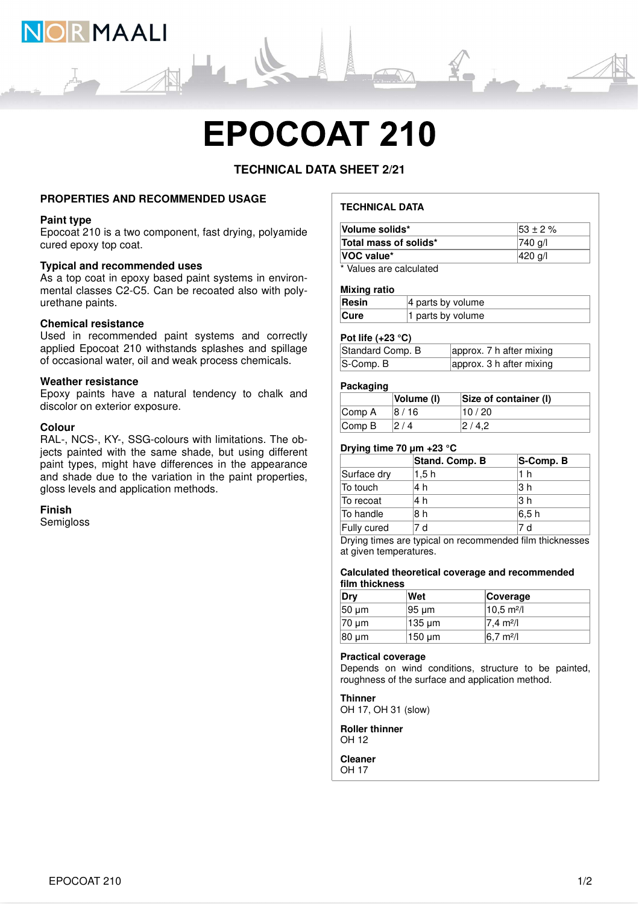# EPOCOAT 210

**TECHNICAL DATA SHEET 2/21**

## PROPERTIES AND RECOMMENDED USAGE

### Paint type
Epocoat 210 is a two component, fast drying, polyamide cured epoxy top coat.

### Typical and recommended uses
As a top coat in epoxy based paint systems in environmental classes C2-C5. Can be recoated also with polyurethane paints.

### Chemical resistance
Used in recommended paint systems and correctly applied Epocoat 210 withstands splashes and spillage of occasional water, oil and weak process chemicals.

### Weather resistance
Epoxy paints have a natural tendency to chalk and discolor on exterior exposure.

### Colour
RAL-, NCS-, KY-, SSG-colours with limitations. The objects painted with the same shade, but using different paint types, might have differences in the appearance and shade due to the variation in the paint properties, gloss levels and application methods.

### Finish
Semigloss

## TECHNICAL DATA

| | |
|---|---|
| **Volume solids*** | 53 ± 2 % |
| **Total mass of solids*** | 740 g/l |
| **VOC value*** | 420 g/l |

\* Values are calculated

### Mixing ratio

| | |
|---|---|
| **Resin** | 4 parts by volume |
| **Cure** | 1 parts by volume |

### Pot life (+23 °C)

| | |
|---|---|
| Standard Comp. B | approx. 7 h after mixing |
| S-Comp. B | approx. 3 h after mixing |

### Packaging

| | Volume (l) | Size of container (l) |
|---|---|---|
| Comp A | 8 / 16 | 10 / 20 |
| Comp B | 2 / 4 | 2 / 4,2 |

### Drying time 70 µm +23 °C

| | Stand. Comp. B | S-Comp. B |
|---|---|---|
| Surface dry | 1,5 h | 1 h |
| To touch | 4 h | 3 h |
| To recoat | 4 h | 3 h |
| To handle | 8 h | 6,5 h |
| Fully cured | 7 d | 7 d |

Drying times are typical on recommended film thicknesses at given temperatures.

### Calculated theoretical coverage and recommended film thickness

| Dry | Wet | Coverage |
|---|---|---|
| 50 µm | 95 µm | 10,5 m²/l |
| 70 µm | 135 µm | 7,4 m²/l |
| 80 µm | 150 µm | 6,7 m²/l |

### Practical coverage
Depends on wind conditions, structure to be painted, roughness of the surface and application method.

### Thinner
OH 17, OH 31 (slow)

### Roller thinner
OH 12

### Cleaner
OH 17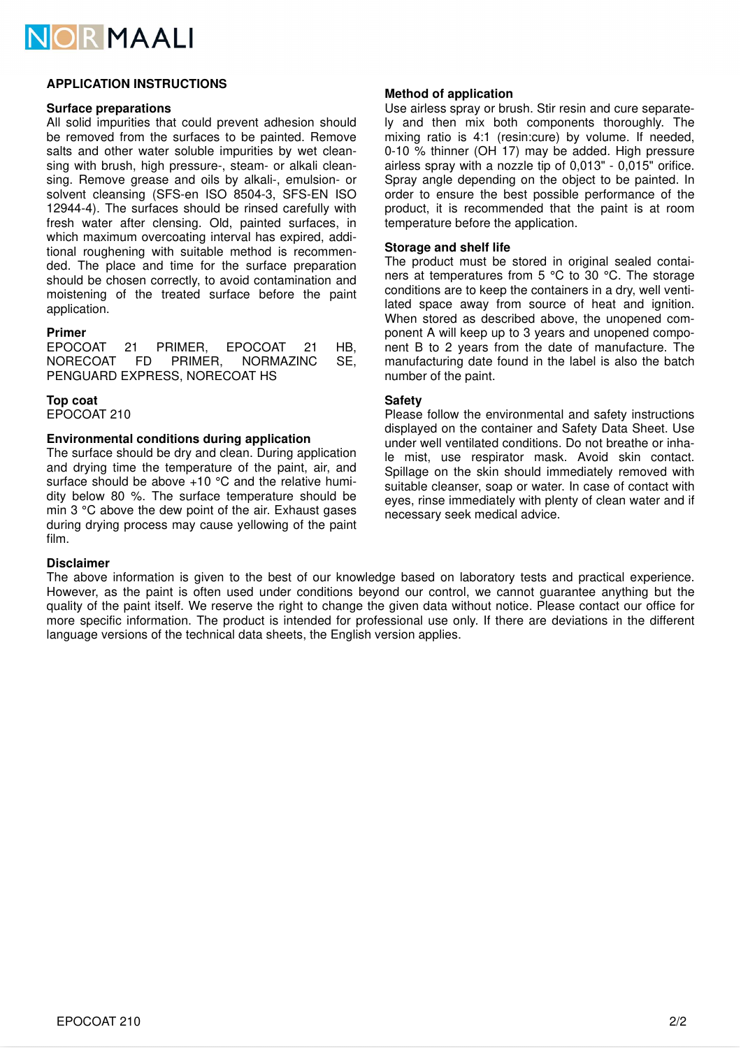## APPLICATION INSTRUCTIONS

### Surface preparations

All solid impurities that could prevent adhesion should be removed from the surfaces to be painted. Remove salts and other water soluble impurities by wet cleansing with brush, high pressure-, steam- or alkali cleansing. Remove grease and oils by alkali-, emulsion- or solvent cleansing (SFS-en ISO 8504-3, SFS-EN ISO 12944-4). The surfaces should be rinsed carefully with fresh water after clensing. Old, painted surfaces, in which maximum overcoating interval has expired, additional roughening with suitable method is recommended. The place and time for the surface preparation should be chosen correctly, to avoid contamination and moistening of the treated surface before the paint application.

### Primer

EPOCOAT 21 PRIMER, EPOCOAT 21 HB, NORECOAT FD PRIMER, NORMAZINC SE, PENGUARD EXPRESS, NORECOAT HS

### Top coat

EPOCOAT 210

### Environmental conditions during application

The surface should be dry and clean. During application and drying time the temperature of the paint, air, and surface should be above +10 °C and the relative humidity below 80 %. The surface temperature should be min 3 °C above the dew point of the air. Exhaust gases during drying process may cause yellowing of the paint film.

### Method of application

Use airless spray or brush. Stir resin and cure separately and then mix both components thoroughly. The mixing ratio is 4:1 (resin:cure) by volume. If needed, 0-10 % thinner (OH 17) may be added. High pressure airless spray with a nozzle tip of 0,013" - 0,015" orifice. Spray angle depending on the object to be painted. In order to ensure the best possible performance of the product, it is recommended that the paint is at room temperature before the application.

### Storage and shelf life

The product must be stored in original sealed containers at temperatures from 5 °C to 30 °C. The storage conditions are to keep the containers in a dry, well ventilated space away from source of heat and ignition. When stored as described above, the unopened component A will keep up to 3 years and unopened component B to 2 years from the date of manufacture. The manufacturing date found in the label is also the batch number of the paint.

### Safety

Please follow the environmental and safety instructions displayed on the container and Safety Data Sheet. Use under well ventilated conditions. Do not breathe or inhale mist, use respirator mask. Avoid skin contact. Spillage on the skin should immediately removed with suitable cleanser, soap or water. In case of contact with eyes, rinse immediately with plenty of clean water and if necessary seek medical advice.

### Disclaimer

The above information is given to the best of our knowledge based on laboratory tests and practical experience. However, as the paint is often used under conditions beyond our control, we cannot guarantee anything but the quality of the paint itself. We reserve the right to change the given data without notice. Please contact our office for more specific information. The product is intended for professional use only. If there are deviations in the different language versions of the technical data sheets, the English version applies.